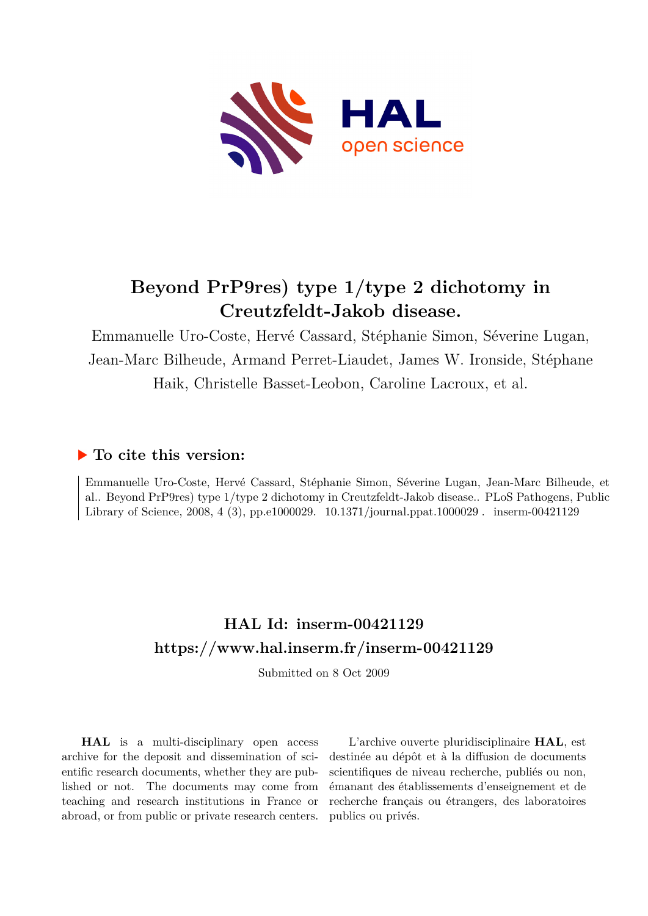# Beyond PrP9res) type 1/type 2 dichotomy in Creutzfeldt-Jakob disease.

Emmanuelle Uro-Coste, Hervé Cassard, Stéphanie Simon, Séverine Lugan, Jean-Marc Bilheude, Armand Perret-Liaudet, James W. Ironside, Stéphane Haik, Christelle Basset-Leobon, Caroline Lacroux, et al.

## ▶ To cite this version:

Emmanuelle Uro-Coste, Hervé Cassard, Stéphanie Simon, Séverine Lugan, Jean-Marc Bilheude, et al.. Beyond PrP9res) type 1/type 2 dichotomy in Creutzfeldt-Jakob disease.. PLoS Pathogens, Public Library of Science, 2008, 4 (3), pp.e1000029. 10.1371/journal.ppat.1000029. inserm-00421129

## HAL Id: inserm-00421129

## https://www.hal.inserm.fr/inserm-00421129

Submitted on 8 Oct 2009

**HAL** is a multi-disciplinary open access archive for the deposit and dissemination of scientific research documents, whether they are published or not. The documents may come from teaching and research institutions in France or abroad, or from public or private research centers.

L'archive ouverte pluridisciplinaire **HAL**, est destinée au dépôt et à la diffusion de documents scientifiques de niveau recherche, publiés ou non, émanant des établissements d'enseignement et de recherche français ou étrangers, des laboratoires publics ou privés.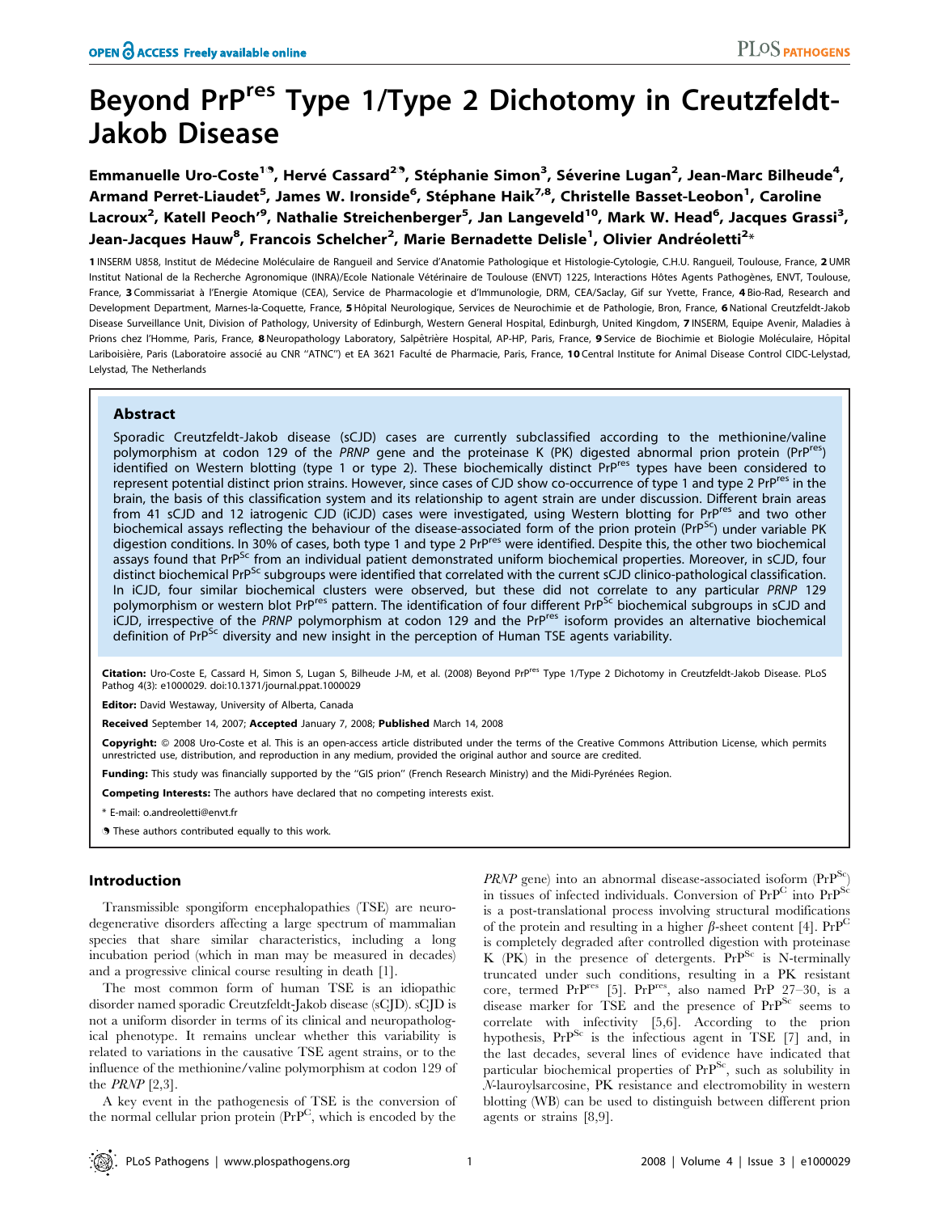# Beyond PrP$^{res}$ Type 1/Type 2 Dichotomy in Creutzfeldt-Jakob Disease

Emmanuelle Uro-Coste[1]⁹, Hervé Cassard[2]⁹, Stéphanie Simon[3], Séverine Lugan[2], Jean-Marc Bilheude[4], Armand Perret-Liaudet[5], James W. Ironside[6], Stéphane Haik[7,8], Christelle Basset-Leobon[1], Caroline Lacroux[2], Katell Peoc'h[9], Nathalie Streichenberger[5], Jan Langeveld[10], Mark W. Head[6], Jacques Grassi[3], Jean-Jacques Hauw[8], Francois Schelcher[2], Marie Bernadette Delisle[1], Olivier Andréoletti[2]*

1 INSERM U858, Institut de Médecine Moléculaire de Rangueil and Service d'Anatomie Pathologique et Histologie-Cytologie, C.H.U. Rangueil, Toulouse, France, 2 UMR Institut National de la Recherche Agronomique (INRA)/Ecole Nationale Vétérinaire de Toulouse (ENVT) 1225, Interactions Hôtes Agents Pathogènes, ENVT, Toulouse, France, 3 Commissariat à l'Energie Atomique (CEA), Service de Pharmacologie et d'Immunologie, DRM, CEA/Saclay, Gif sur Yvette, France, 4 Bio-Rad, Research and Development Department, Marnes-la-Coquette, France, 5 Hôpital Neurologique, Services de Neurochimie et de Pathologie, Bron, France, 6 National Creutzfeldt-Jakob Disease Surveillance Unit, Division of Pathology, University of Edinburgh, Western General Hospital, Edinburgh, United Kingdom, 7 INSERM, Equipe Avenir, Maladies à Prions chez l'Homme, Paris, France, 8 Neuropathology Laboratory, Salpêtrière Hospital, AP-HP, Paris, France, 9 Service de Biochimie et Biologie Moléculaire, Hôpital Lariboisière, Paris (Laboratoire associé au CNR "ATNC") et EA 3621 Faculté de Pharmacie, Paris, France, 10 Central Institute for Animal Disease Control CIDC-Lelystad, Lelystad, The Netherlands

## Abstract

Sporadic Creutzfeldt-Jakob disease (sCJD) cases are currently subclassified according to the methionine/valine polymorphism at codon 129 of the *PRNP* gene and the proteinase K (PK) digested abnormal prion protein (PrP$^{res}$) identified on Western blotting (type 1 or type 2). These biochemically distinct PrP$^{res}$ types have been considered to represent potential distinct prion strains. However, since cases of CJD show co-occurrence of type 1 and type 2 PrP$^{res}$ in the brain, the basis of this classification system and its relationship to agent strain are under discussion. Different brain areas from 41 sCJD and 12 iatrogenic CJD (iCJD) cases were investigated, using Western blotting for PrP$^{res}$ and two other biochemical assays reflecting the behaviour of the disease-associated form of the prion protein (PrP$^{Sc}$) under variable PK digestion conditions. In 30% of cases, both type 1 and type 2 PrP$^{res}$ were identified. Despite this, the other two biochemical assays found that PrP$^{Sc}$ from an individual patient demonstrated uniform biochemical properties. Moreover, in sCJD, four distinct biochemical PrP$^{Sc}$ subgroups were identified that correlated with the current sCJD clinico-pathological classification. In iCJD, four similar biochemical clusters were observed, but these did not correlate to any particular *PRNP* 129 polymorphism or western blot PrP$^{res}$ pattern. The identification of four different PrP$^{Sc}$ biochemical subgroups in sCJD and iCJD, irrespective of the *PRNP* polymorphism at codon 129 and the PrP$^{res}$ isoform provides an alternative biochemical definition of PrP$^{Sc}$ diversity and new insight in the perception of Human TSE agents variability.

**Citation:** Uro-Coste E, Cassard H, Simon S, Lugan S, Bilheude J-M, et al. (2008) Beyond PrP$^{res}$ Type 1/Type 2 Dichotomy in Creutzfeldt-Jakob Disease. PLoS Pathog 4(3): e1000029. doi:10.1371/journal.ppat.1000029

**Editor:** David Westaway, University of Alberta, Canada

**Received** September 14, 2007; **Accepted** January 7, 2008; **Published** March 14, 2008

**Copyright:** © 2008 Uro-Coste et al. This is an open-access article distributed under the terms of the Creative Commons Attribution License, which permits unrestricted use, distribution, and reproduction in any medium, provided the original author and source are credited.

**Funding:** This study was financially supported by the "GIS prion" (French Research Ministry) and the Midi-Pyrénées Region.

**Competing Interests:** The authors have declared that no competing interests exist.

* E-mail: o.andreoletti@envt.fr

⁹ These authors contributed equally to this work.

## Introduction

Transmissible spongiform encephalopathies (TSE) are neurodegenerative disorders affecting a large spectrum of mammalian species that share similar characteristics, including a long incubation period (which in man may be measured in decades) and a progressive clinical course resulting in death [1].

The most common form of human TSE is an idiopathic disorder named sporadic Creutzfeldt-Jakob disease (sCJD). sCJD is not a uniform disorder in terms of its clinical and neuropathological phenotype. It remains unclear whether this variability is related to variations in the causative TSE agent strains, or to the influence of the methionine/valine polymorphism at codon 129 of the *PRNP* [2,3].

A key event in the pathogenesis of TSE is the conversion of the normal cellular prion protein (PrP$^C$, which is encoded by the *PRNP* gene) into an abnormal disease-associated isoform (PrP$^{Sc}$) in tissues of infected individuals. Conversion of PrP$^C$ into PrP$^{Sc}$ is a post-translational process involving structural modifications of the protein and resulting in a higher $\beta$-sheet content [4]. PrP$^C$ is completely degraded after controlled digestion with proteinase K (PK) in the presence of detergents. PrP$^{Sc}$ is N-terminally truncated under such conditions, resulting in a PK resistant core, termed PrP$^{res}$ [5]. PrP$^{res}$, also named PrP 27–30, is a disease marker for TSE and the presence of PrP$^{Sc}$ seems to correlate with infectivity [5,6]. According to the prion hypothesis, PrP$^{Sc}$ is the infectious agent in TSE [7] and, in the last decades, several lines of evidence have indicated that particular biochemical properties of PrP$^{Sc}$, such as solubility in *N*-lauroylsarcosine, PK resistance and electromobility in western blotting (WB) can be used to distinguish between different prion agents or strains [8,9].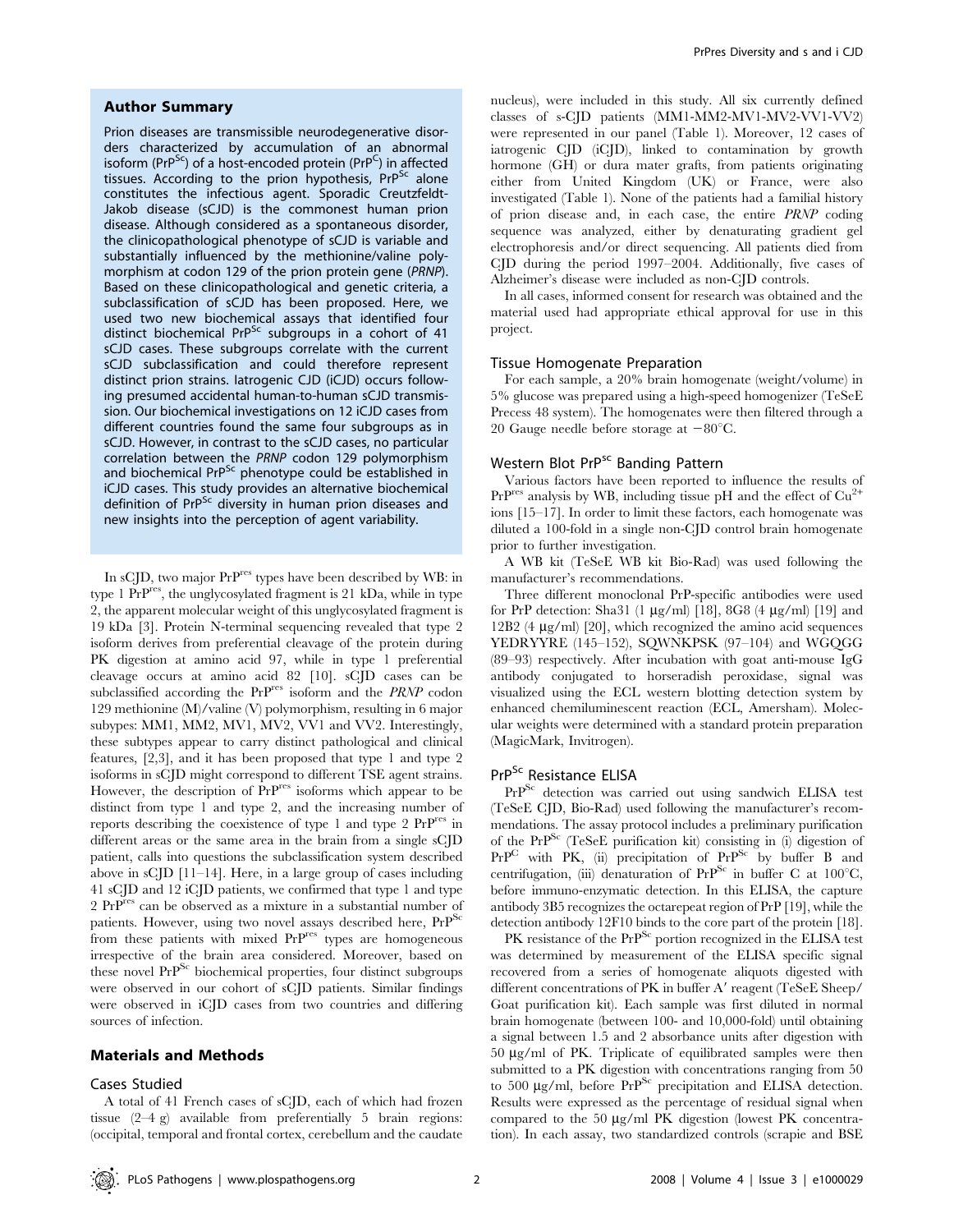## Author Summary

Prion diseases are transmissible neurodegenerative disorders characterized by accumulation of an abnormal isoform ($PrP^{Sc}$) of a host-encoded protein ($PrP^{C}$) in affected tissues. According to the prion hypothesis, $PrP^{Sc}$ alone constitutes the infectious agent. Sporadic Creutzfeldt-Jakob disease (sCJD) is the commonest human prion disease. Although considered as a spontaneous disorder, the clinicopathological phenotype of sCJD is variable and substantially influenced by the methionine/valine polymorphism at codon 129 of the prion protein gene (*PRNP*). Based on these clinicopathological and genetic criteria, a subclassification of sCJD has been proposed. Here, we used two new biochemical assays that identified four distinct biochemical $PrP^{Sc}$ subgroups in a cohort of 41 sCJD cases. These subgroups correlate with the current sCJD subclassification and could therefore represent distinct prion strains. Iatrogenic CJD (iCJD) occurs following presumed accidental human-to-human sCJD transmission. Our biochemical investigations on 12 iCJD cases from different countries found the same four subgroups as in sCJD. However, in contrast to the sCJD cases, no particular correlation between the *PRNP* codon 129 polymorphism and biochemical $PrP^{Sc}$ phenotype could be established in iCJD cases. This study provides an alternative biochemical definition of $PrP^{Sc}$ diversity in human prion diseases and new insights into the perception of agent variability.

In sCJD, two major $PrP^{res}$ types have been described by WB: in type 1 $PrP^{res}$, the unglycosylated fragment is 21 kDa, while in type 2, the apparent molecular weight of this unglycosylated fragment is 19 kDa [3]. Protein N-terminal sequencing revealed that type 2 isoform derives from preferential cleavage of the protein during PK digestion at amino acid 97, while in type 1 preferential cleavage occurs at amino acid 82 [10]. sCJD cases can be subclassified according the $PrP^{res}$ isoform and the *PRNP* codon 129 methionine (M)/valine (V) polymorphism, resulting in 6 major subypes: MM1, MM2, MV1, MV2, VV1 and VV2. Interestingly, these subtypes appear to carry distinct pathological and clinical features, [2,3], and it has been proposed that type 1 and type 2 isoforms in sCJD might correspond to different TSE agent strains. However, the description of $PrP^{res}$ isoforms which appear to be distinct from type 1 and type 2, and the increasing number of reports describing the coexistence of type 1 and type 2 $PrP^{res}$ in different areas or the same area in the brain from a single sCJD patient, calls into questions the subclassification system described above in sCJD [11–14]. Here, in a large group of cases including 41 sCJD and 12 iCJD patients, we confirmed that type 1 and type 2 $PrP^{res}$ can be observed as a mixture in a substantial number of patients. However, using two novel assays described here, $PrP^{Sc}$ from these patients with mixed $PrP^{res}$ types are homogeneous irrespective of the brain area considered. Moreover, based on these novel $PrP^{Sc}$ biochemical properties, four distinct subgroups were observed in our cohort of sCJD patients. Similar findings were observed in iCJD cases from two countries and differing sources of infection.

## Materials and Methods

### Cases Studied

A total of 41 French cases of sCJD, each of which had frozen tissue (2–4 g) available from preferentially 5 brain regions: (occipital, temporal and frontal cortex, cerebellum and the caudate nucleus), were included in this study. All six currently defined classes of s-CJD patients (MM1-MM2-MV1-MV2-VV1-VV2) were represented in our panel (Table 1). Moreover, 12 cases of iatrogenic CJD (iCJD), linked to contamination by growth hormone (GH) or dura mater grafts, from patients originating either from United Kingdom (UK) or France, were also investigated (Table 1). None of the patients had a familial history of prion disease and, in each case, the entire *PRNP* coding sequence was analyzed, either by denaturating gradient gel electrophoresis and/or direct sequencing. All patients died from CJD during the period 1997–2004. Additionally, five cases of Alzheimer's disease were included as non-CJD controls.

In all cases, informed consent for research was obtained and the material used had appropriate ethical approval for use in this project.

### Tissue Homogenate Preparation

For each sample, a 20% brain homogenate (weight/volume) in 5% glucose was prepared using a high-speed homogenizer (TeSeE Precess 48 system). The homogenates were then filtered through a 20 Gauge needle before storage at −80°C.

### Western Blot $PrP^{sc}$ Banding Pattern

Various factors have been reported to influence the results of $PrP^{res}$ analysis by WB, including tissue pH and the effect of $Cu^{2+}$ ions [15–17]. In order to limit these factors, each homogenate was diluted a 100-fold in a single non-CJD control brain homogenate prior to further investigation.

A WB kit (TeSeE WB kit Bio-Rad) was used following the manufacturer's recommendations.

Three different monoclonal PrP-specific antibodies were used for PrP detection: Sha31 (1 µg/ml) [18], 8G8 (4 µg/ml) [19] and 12B2 (4 µg/ml) [20], which recognized the amino acid sequences YEDRYYRE (145–152), SQWNKPSK (97–104) and WGQGG (89–93) respectively. After incubation with goat anti-mouse IgG antibody conjugated to horseradish peroxidase, signal was visualized using the ECL western blotting detection system by enhanced chemiluminescent reaction (ECL, Amersham). Molecular weights were determined with a standard protein preparation (MagicMark, Invitrogen).

### $PrP^{Sc}$ Resistance ELISA

$PrP^{Sc}$ detection was carried out using sandwich ELISA test (TeSeE CJD, Bio-Rad) used following the manufacturer's recommendations. The assay protocol includes a preliminary purification of the $PrP^{Sc}$ (TeSeE purification kit) consisting in (i) digestion of $PrP^{C}$ with PK, (ii) precipitation of $PrP^{Sc}$ by buffer B and centrifugation, (iii) denaturation of $PrP^{Sc}$ in buffer C at 100°C, before immuno-enzymatic detection. In this ELISA, the capture antibody 3B5 recognizes the octarepeat region of PrP [19], while the detection antibody 12F10 binds to the core part of the protein [18].

PK resistance of the $PrP^{Sc}$ portion recognized in the ELISA test was determined by measurement of the ELISA specific signal recovered from a series of homogenate aliquots digested with different concentrations of PK in buffer A′ reagent (TeSeE Sheep/Goat purification kit). Each sample was first diluted in normal brain homogenate (between 100- and 10,000-fold) until obtaining a signal between 1.5 and 2 absorbance units after digestion with 50 µg/ml of PK. Triplicate of equilibrated samples were then submitted to a PK digestion with concentrations ranging from 50 to 500 µg/ml, before $PrP^{Sc}$ precipitation and ELISA detection. Results were expressed as the percentage of residual signal when compared to the 50 µg/ml PK digestion (lowest PK concentration). In each assay, two standardized controls (scrapie and BSE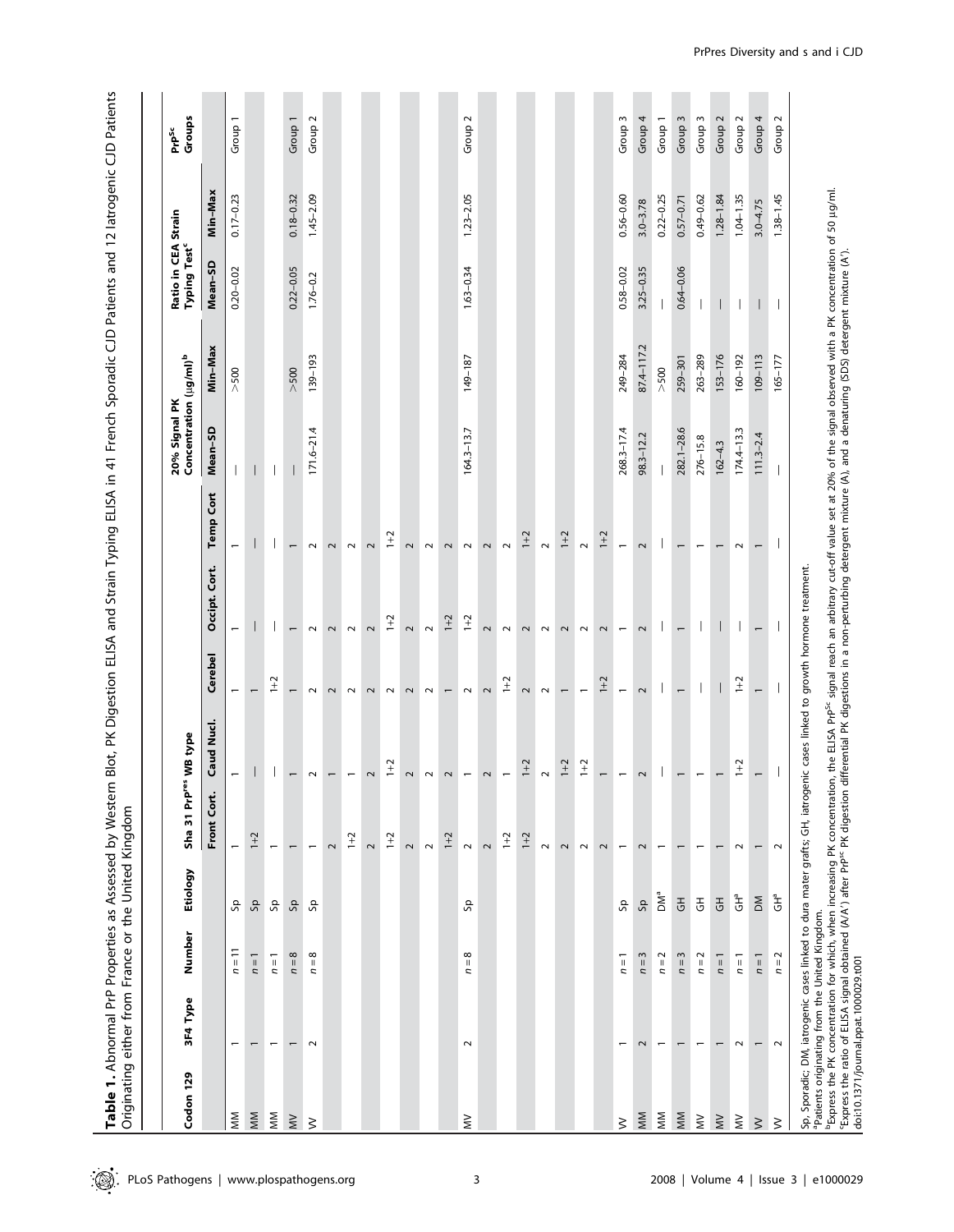**Table 1.** Abnormal PrP Properties as Assessed by Western Blot, PK Digestion ELISA and Strain Typing ELISA in 41 French Sporadic CJD Patients and 12 Iatrogenic CJD Patients Originating either from France or the United Kingdom

| Codon 129 | 3F4 Type | Number | Etiology | Sha 31 PrP[res] WB type | | | | | 20% Signal PK Concentration (µg/ml)[b] | | Ratio in CEA Strain Typing Test[c] | | PrP[Sc] Groups |
|---|---|---|---|---|---|---|---|---|---|---|---|---|---|
| | | | | Front Cort. | Caud Nucl. | Cerebel | Occipt. Cort. | Temp Cort | Mean–SD | Min–Max | Mean–SD | Min–Max | |
| MM | 1 | $n = 11$ | Sp | 1 | 1 | 1 | 1 | 1 | — | >500 | 0.20–0.02 | 0.17–0.23 | Group 1 |
| MM | 1 | $n = 1$ | Sp | 1+2 | — | 1 | — | — | — | | | | |
| MM | 1 | $n = 1$ | Sp | 1 | — | 1+2 | — | — | — | | | | |
| MV | 1 | $n = 8$ | Sp | 1 | 1 | 1 | 1 | 1 | — | >500 | 0.22–0.05 | 0.18–0.32 | Group 1 |
| VV | 2 | $n = 8$ | Sp | 1 | 2 | 2 | 2 | 2 | 171.6–21.4 | 139–193 | 1.76–0.2 | 1.45–2.09 | Group 2 |
| | | | | 2 | 1 | 2 | 2 | 2 | | | | | |
| | | | | 1+2 | 1 | 2 | 2 | 2 | | | | | |
| | | | | 2 | 2 | 2 | 2 | 2 | | | | | |
| | | | | 1+2 | 1+2 | 2 | 1+2 | 1+2 | | | | | |
| | | | | 2 | 2 | 2 | 2 | 2 | | | | | |
| | | | | 2 | 2 | 2 | 2 | 2 | | | | | |
| | | | | 1+2 | 2 | 1 | 1+2 | 2 | | | | | |
| MV | 2 | $n = 8$ | Sp | 2 | 1 | 2 | 1+2 | 2 | 164.3–13.7 | 149–187 | 1.63–0.34 | 1.23–2.05 | Group 2 |
| | | | | 2 | 2 | 2 | 2 | 2 | | | | | |
| | | | | 1+2 | 1 | 1+2 | 2 | 2 | | | | | |
| | | | | 1+2 | 1+2 | 2 | 2 | 1+2 | | | | | |
| | | | | 2 | 2 | 2 | 2 | 2 | | | | | |
| | | | | 2 | 1+2 | 1 | 2 | 1+2 | | | | | |
| | | | | 2 | 1+2 | 1 | 2 | 2 | | | | | |
| | | | | 2 | 1 | 1+2 | 2 | 1+2 | | | | | |
| VV | 1 | $n = 1$ | Sp | 1 | 1 | 1 | 1 | 1 | 268.3–17.4 | 249–284 | 0.58–0.02 | 0.56–0.60 | Group 3 |
| MM | 2 | $n = 3$ | Sp | 2 | 2 | 2 | 2 | 2 | 98.3–12.2 | 87.4–117.2 | 3.25–0.35 | 3.0–3.78 | Group 4 |
| MM | 1 | $n = 2$ | DM[a] | 1 | — | — | — | — | — | >500 | — | 0.22–0.25 | Group 1 |
| MM | 1 | $n = 3$ | GH | 1 | 1 | 1 | 1 | 1 | 282.1–28.6 | 259–301 | 0.64–0.06 | 0.57–0.71 | Group 3 |
| MV | 1 | $n = 2$ | GH | 1 | 1 | — | — | 1 | 276–15.8 | 263–289 | — | 0.49–0.62 | Group 3 |
| MV | 1 | $n = 1$ | GH | 1 | 1 | — | — | 1 | 162–4.3 | 153–176 | — | 1.28–1.84 | Group 2 |
| MV | 2 | $n = 1$ | GH[a] | 2 | 1+2 | 1+2 | — | 2 | 174.4–13.3 | 160–192 | — | 1.04–1.35 | Group 2 |
| VV | 1 | $n = 1$ | DM | 1 | 1 | 1 | 1 | 1 | 111.3–2.4 | 109–113 | — | 3.0–4.75 | Group 4 |
| VV | 2 | $n = 2$ | GH[a] | 2 | — | — | — | — | — | 165–177 | — | 1.38–1.45 | Group 2 |

Sp, Sporadic; DM, iatrogenic cases linked to dura mater grafts; GH, iatrogenic cases linked to growth hormone treatment.
[a]Patients originating from the United Kingdom.
[b]Express the PK concentration for which, when increasing PK concentration, the ELISA PrP[Sc] signal reach an arbitrary cut-off value set at 20% of the signal observed with a PK concentration of 50 µg/ml.
[c]Express the ratio of ELISA signal obtained (A/A') after PrP[Sc] PK digestion differential PK digestions in a non-perturbing detergent mixture (A), and a denaturing (SDS) detergent mixture (A').
doi:10.1371/journal.ppat.1000029.t001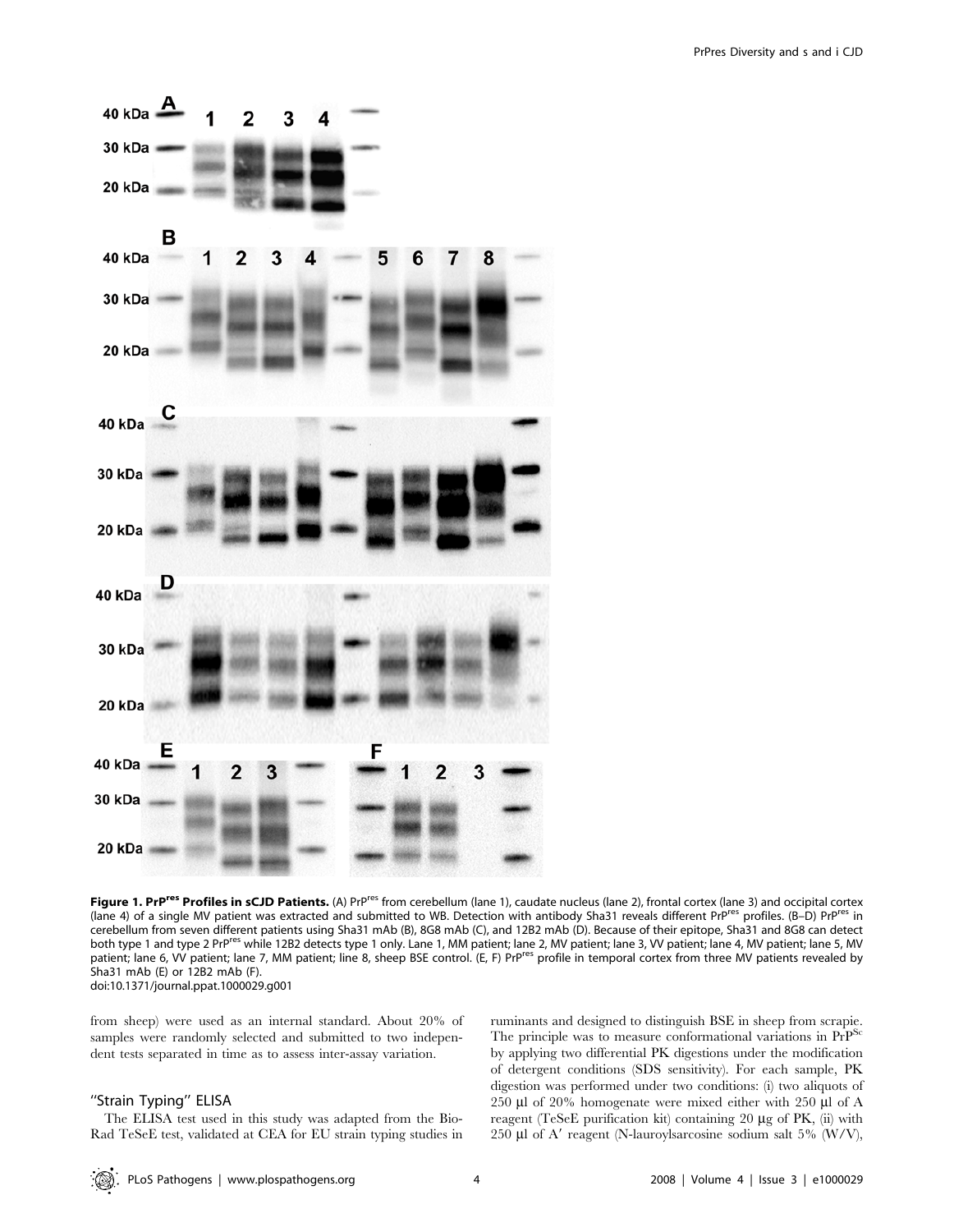**Figure 1. PrP$^{res}$ Profiles in sCJD Patients.** (A) PrP$^{res}$ from cerebellum (lane 1), caudate nucleus (lane 2), frontal cortex (lane 3) and occipital cortex (lane 4) of a single MV patient was extracted and submitted to WB. Detection with antibody Sha31 reveals different PrP$^{res}$ profiles. (B–D) PrP$^{res}$ in cerebellum from seven different patients using Sha31 mAb (B), 8G8 mAb (C), and 12B2 mAb (D). Because of their epitope, Sha31 and 8G8 can detect both type 1 and type 2 PrP$^{res}$ while 12B2 detects type 1 only. Lane 1, MM patient; lane 2, MV patient; lane 3, VV patient; lane 4, MV patient; lane 5, MV patient; lane 6, VV patient; lane 7, MM patient; line 8, sheep BSE control. (E, F) PrP$^{res}$ profile in temporal cortex from three MV patients revealed by Sha31 mAb (E) or 12B2 mAb (F).
doi:10.1371/journal.ppat.1000029.g001

from sheep) were used as an internal standard. About 20% of samples were randomly selected and submitted to two independent tests separated in time as to assess inter-assay variation.

### "Strain Typing" ELISA

The ELISA test used in this study was adapted from the Bio-Rad TeSeE test, validated at CEA for EU strain typing studies in ruminants and designed to distinguish BSE in sheep from scrapie. The principle was to measure conformational variations in PrP$^{Sc}$ by applying two differential PK digestions under the modification of detergent conditions (SDS sensitivity). For each sample, PK digestion was performed under two conditions: (i) two aliquots of 250 µl of 20% homogenate were mixed either with 250 µl of A reagent (TeSeE purification kit) containing 20 µg of PK, (ii) with 250 µl of A′ reagent (N-lauroylsarcosine sodium salt 5% (W/V),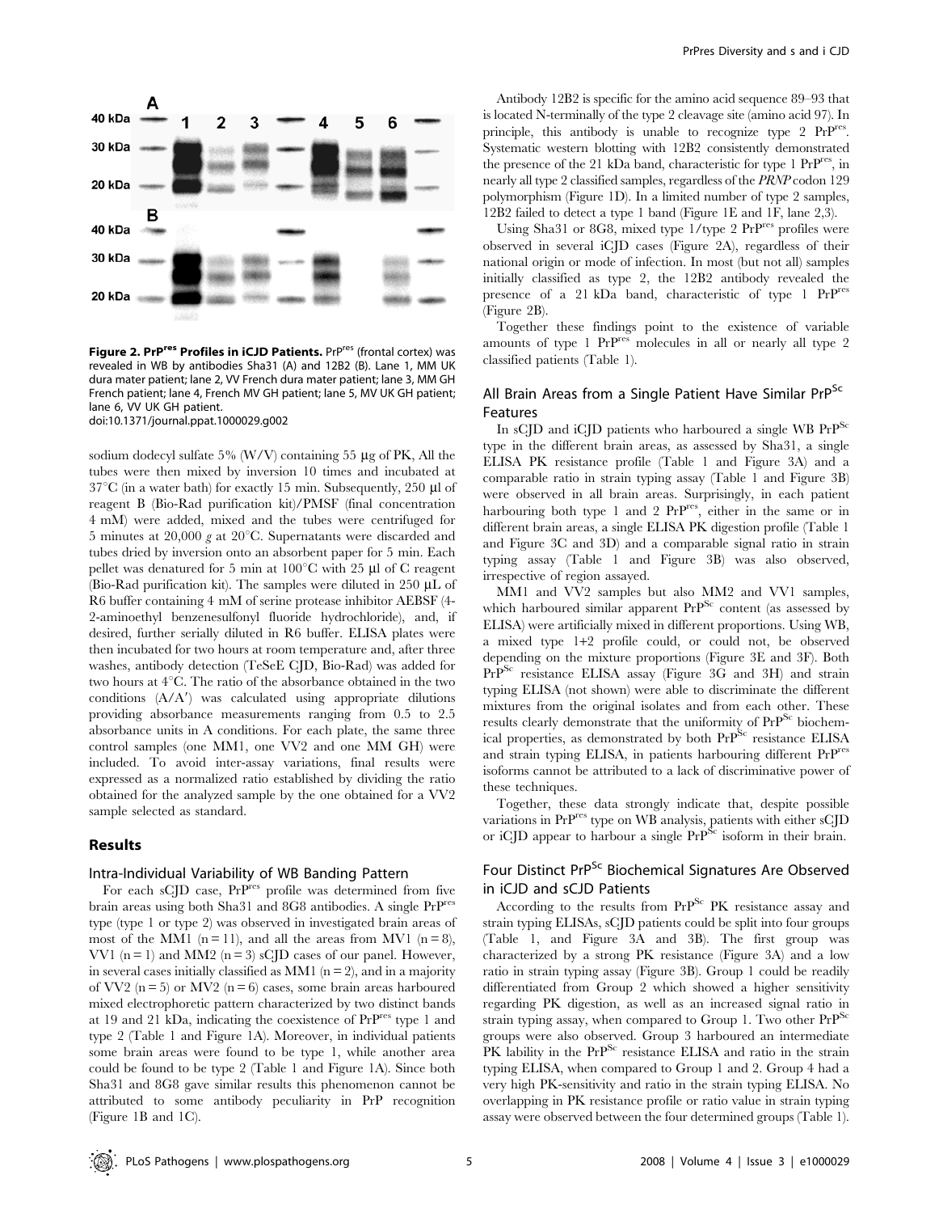**Figure 2. PrP$^{res}$ Profiles in iCJD Patients.** PrP$^{res}$ (frontal cortex) was revealed in WB by antibodies Sha31 (A) and 12B2 (B). Lane 1, MM UK dura mater patient; lane 2, VV French dura mater patient; lane 3, MM GH French patient; lane 4, French MV GH patient; lane 5, MV UK GH patient; lane 6, VV UK GH patient.
doi:10.1371/journal.ppat.1000029.g002

sodium dodecyl sulfate 5% (W/V) containing 55 µg of PK, All the tubes were then mixed by inversion 10 times and incubated at 37°C (in a water bath) for exactly 15 min. Subsequently, 250 µl of reagent B (Bio-Rad purification kit)/PMSF (final concentration 4 mM) were added, mixed and the tubes were centrifuged for 5 minutes at 20,000 *g* at 20°C. Supernatants were discarded and tubes dried by inversion onto an absorbent paper for 5 min. Each pellet was denatured for 5 min at 100°C with 25 µl of C reagent (Bio-Rad purification kit). The samples were diluted in 250 µL of R6 buffer containing 4 mM of serine protease inhibitor AEBSF (4-2-aminoethyl benzenesulfonyl fluoride hydrochloride), and, if desired, further serially diluted in R6 buffer. ELISA plates were then incubated for two hours at room temperature and, after three washes, antibody detection (TeSeE CJD, Bio-Rad) was added for two hours at 4°C. The ratio of the absorbance obtained in the two conditions (A/A′) was calculated using appropriate dilutions providing absorbance measurements ranging from 0.5 to 2.5 absorbance units in A conditions. For each plate, the same three control samples (one MM1, one VV2 and one MM GH) were included. To avoid inter-assay variations, final results were expressed as a normalized ratio established by dividing the ratio obtained for the analyzed sample by the one obtained for a VV2 sample selected as standard.

## Results

### Intra-Individual Variability of WB Banding Pattern

For each sCJD case, PrP$^{res}$ profile was determined from five brain areas using both Sha31 and 8G8 antibodies. A single PrP$^{res}$ type (type 1 or type 2) was observed in investigated brain areas of most of the MM1 (n = 11), and all the areas from MV1 (n = 8), VV1 (n = 1) and MM2 (n = 3) sCJD cases of our panel. However, in several cases initially classified as MM1 (n = 2), and in a majority of VV2 (n = 5) or MV2 (n = 6) cases, some brain areas harboured mixed electrophoretic pattern characterized by two distinct bands at 19 and 21 kDa, indicating the coexistence of PrP$^{res}$ type 1 and type 2 (Table 1 and Figure 1A). Moreover, in individual patients some brain areas were found to be type 1, while another area could be found to be type 2 (Table 1 and Figure 1A). Since both Sha31 and 8G8 gave similar results this phenomenon cannot be attributed to some antibody peculiarity in PrP recognition (Figure 1B and 1C).

Antibody 12B2 is specific for the amino acid sequence 89–93 that is located N-terminally of the type 2 cleavage site (amino acid 97). In principle, this antibody is unable to recognize type 2 PrP$^{res}$. Systematic western blotting with 12B2 consistently demonstrated the presence of the 21 kDa band, characteristic for type 1 PrP$^{res}$, in nearly all type 2 classified samples, regardless of the *PRNP* codon 129 polymorphism (Figure 1D). In a limited number of type 2 samples, 12B2 failed to detect a type 1 band (Figure 1E and 1F, lane 2,3).

Using Sha31 or 8G8, mixed type 1/type 2 PrP$^{res}$ profiles were observed in several iCJD cases (Figure 2A), regardless of their national origin or mode of infection. In most (but not all) samples initially classified as type 2, the 12B2 antibody revealed the presence of a 21 kDa band, characteristic of type 1 PrP$^{res}$ (Figure 2B).

Together these findings point to the existence of variable amounts of type 1 PrP$^{res}$ molecules in all or nearly all type 2 classified patients (Table 1).

### All Brain Areas from a Single Patient Have Similar PrP$^{Sc}$ Features

In sCJD and iCJD patients who harboured a single WB PrP$^{Sc}$ type in the different brain areas, as assessed by Sha31, a single ELISA PK resistance profile (Table 1 and Figure 3A) and a comparable ratio in strain typing assay (Table 1 and Figure 3B) were observed in all brain areas. Surprisingly, in each patient harbouring both type 1 and 2 PrP$^{res}$, either in the same or in different brain areas, a single ELISA PK digestion profile (Table 1 and Figure 3C and 3D) and a comparable signal ratio in strain typing assay (Table 1 and Figure 3B) was also observed, irrespective of region assayed.

MM1 and VV2 samples but also MM2 and VV1 samples, which harboured similar apparent PrP$^{Sc}$ content (as assessed by ELISA) were artificially mixed in different proportions. Using WB, a mixed type 1+2 profile could, or could not, be observed depending on the mixture proportions (Figure 3E and 3F). Both PrP$^{Sc}$ resistance ELISA assay (Figure 3G and 3H) and strain typing ELISA (not shown) were able to discriminate the different mixtures from the original isolates and from each other. These results clearly demonstrate that the uniformity of PrP$^{Sc}$ biochemical properties, as demonstrated by both PrP$^{Sc}$ resistance ELISA and strain typing ELISA, in patients harbouring different PrP$^{res}$ isoforms cannot be attributed to a lack of discriminative power of these techniques.

Together, these data strongly indicate that, despite possible variations in PrP$^{res}$ type on WB analysis, patients with either sCJD or iCJD appear to harbour a single PrP$^{Sc}$ isoform in their brain.

### Four Distinct PrP$^{Sc}$ Biochemical Signatures Are Observed in iCJD and sCJD Patients

According to the results from PrP$^{Sc}$ PK resistance assay and strain typing ELISAs, sCJD patients could be split into four groups (Table 1, and Figure 3A and 3B). The first group was characterized by a strong PK resistance (Figure 3A) and a low ratio in strain typing assay (Figure 3B). Group 1 could be readily differentiated from Group 2 which showed a higher sensitivity regarding PK digestion, as well as an increased signal ratio in strain typing assay, when compared to Group 1. Two other PrP$^{Sc}$ groups were also observed. Group 3 harboured an intermediate PK lability in the PrP$^{Sc}$ resistance ELISA and ratio in the strain typing ELISA, when compared to Group 1 and 2. Group 4 had a very high PK-sensitivity and ratio in the strain typing ELISA. No overlapping in PK resistance profile or ratio value in strain typing assay were observed between the four determined groups (Table 1).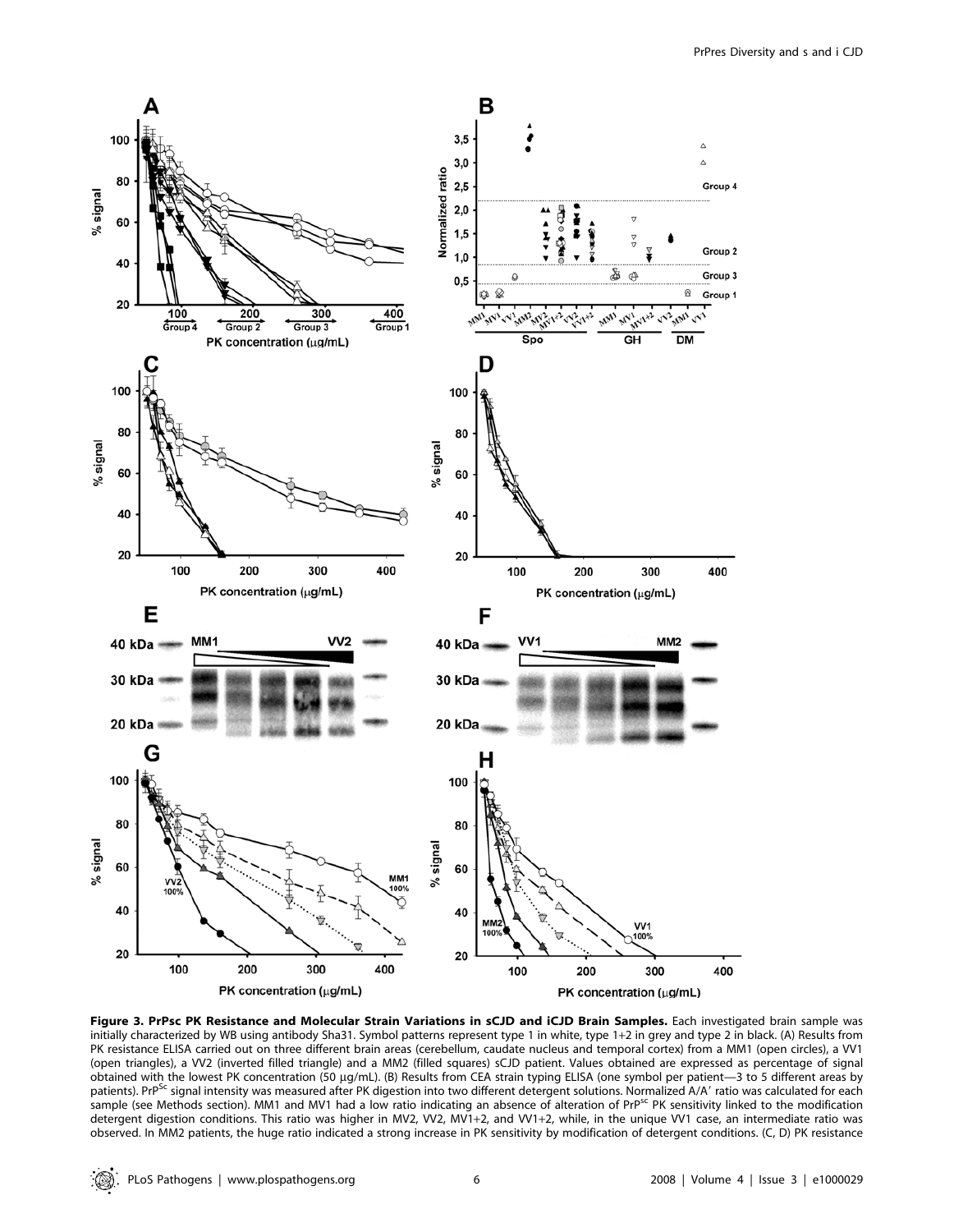**Figure 3. PrPsc PK Resistance and Molecular Strain Variations in sCJD and iCJD Brain Samples.** Each investigated brain sample was initially characterized by WB using antibody Sha31. Symbol patterns represent type 1 in white, type 1+2 in grey and type 2 in black. (A) Results from PK resistance ELISA carried out on three different brain areas (cerebellum, caudate nucleus and temporal cortex) from a MM1 (open circles), a VV1 (open triangles), a VV2 (inverted filled triangle) and a MM2 (filled squares) sCJD patient. Values obtained are expressed as percentage of signal obtained with the lowest PK concentration (50 µg/mL). (B) Results from CEA strain typing ELISA (one symbol per patient—3 to 5 different areas by patients). $PrP^{Sc}$ signal intensity was measured after PK digestion into two different detergent solutions. Normalized A/A′ ratio was calculated for each sample (see Methods section). MM1 and MV1 had a low ratio indicating an absence of alteration of $PrP^{sc}$ PK sensitivity linked to the modification detergent digestion conditions. This ratio was higher in MV2, VV2, MV1+2, and VV1+2, while, in the unique VV1 case, an intermediate ratio was observed. In MM2 patients, the huge ratio indicated a strong increase in PK sensitivity by modification of detergent conditions. (C, D) PK resistance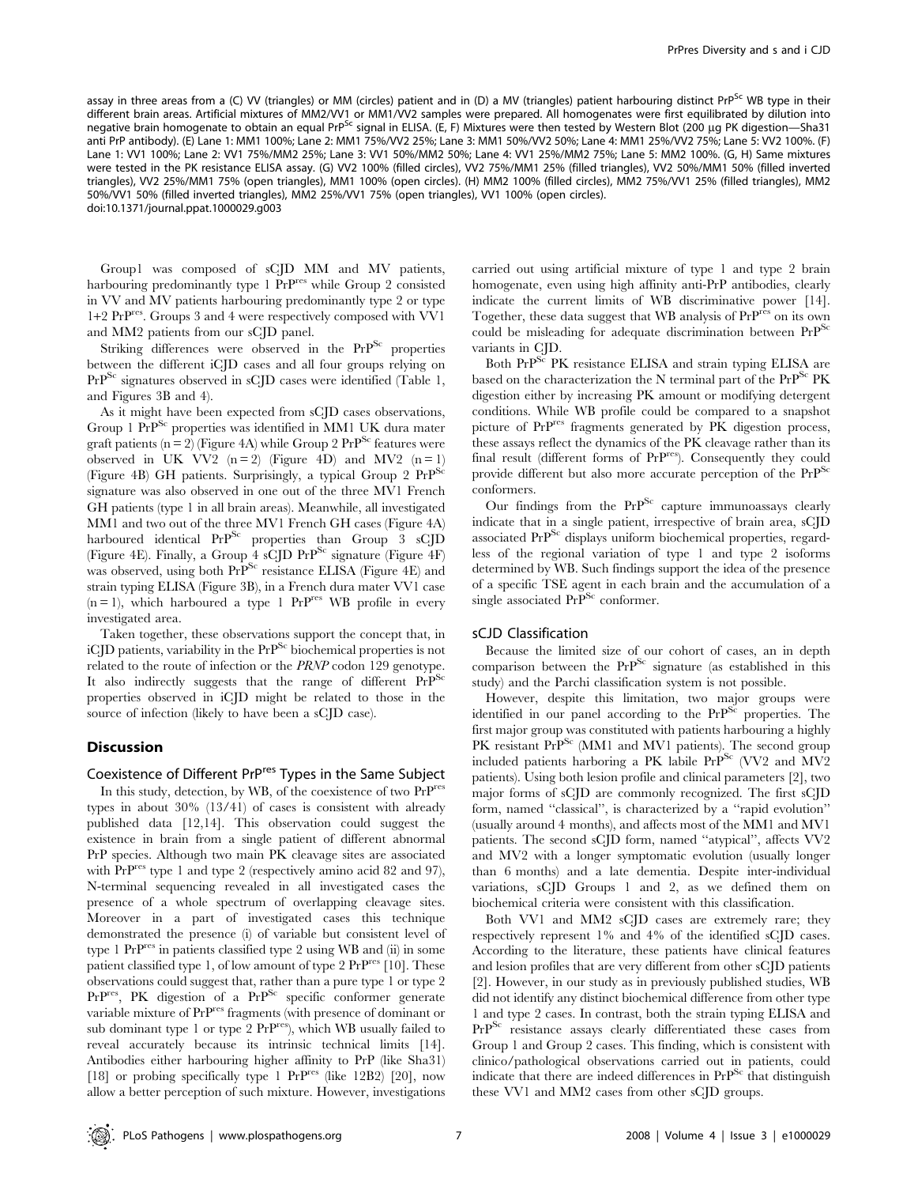assay in three areas from a (C) VV (triangles) or MM (circles) patient and in (D) a MV (triangles) patient harbouring distinct PrP$^{Sc}$ WB type in their different brain areas. Artificial mixtures of MM2/VV1 or MM1/VV2 samples were prepared. All homogenates were first equilibrated by dilution into negative brain homogenate to obtain an equal PrP$^{Sc}$ signal in ELISA. (E, F) Mixtures were then tested by Western Blot (200 µg PK digestion—Sha31 anti PrP antibody). (E) Lane 1: MM1 100%; Lane 2: MM1 75%/VV2 25%; Lane 3: MM1 50%/VV2 50%; Lane 4: MM1 25%/VV2 75%; Lane 5: VV2 100%. (F) Lane 1: VV1 100%; Lane 2: VV1 75%/MM2 25%; Lane 3: VV1 50%/MM2 50%; Lane 4: VV1 25%/MM2 75%; Lane 5: MM2 100%. (G, H) Same mixtures were tested in the PK resistance ELISA assay. (G) VV2 100% (filled circles), VV2 75%/MM1 25% (filled triangles), VV2 50%/MM1 50% (filled inverted triangles), VV2 25%/MM1 75% (open triangles), MM1 100% (open circles). (H) MM2 100% (filled circles), MM2 75%/VV1 25% (filled triangles), MM2 50%/VV1 50% (filled inverted triangles), MM2 25%/VV1 75% (open triangles), VV1 100% (open circles).
doi:10.1371/journal.ppat.1000029.g003

Group1 was composed of sCJD MM and MV patients, harbouring predominantly type 1 PrP$^{res}$ while Group 2 consisted in VV and MV patients harbouring predominantly type 2 or type 1+2 PrP$^{res}$. Groups 3 and 4 were respectively composed with VV1 and MM2 patients from our sCJD panel.

Striking differences were observed in the PrP$^{Sc}$ properties between the different iCJD cases and all four groups relying on PrP$^{Sc}$ signatures observed in sCJD cases were identified (Table 1, and Figures 3B and 4).

As it might have been expected from sCJD cases observations, Group 1 PrP$^{Sc}$ properties was identified in MM1 UK dura mater graft patients (n = 2) (Figure 4A) while Group 2 PrP$^{Sc}$ features were observed in UK VV2 (n = 2) (Figure 4D) and MV2 (n = 1) (Figure 4B) GH patients. Surprisingly, a typical Group 2 PrP$^{Sc}$ signature was also observed in one out of the three MV1 French GH patients (type 1 in all brain areas). Meanwhile, all investigated MM1 and two out of the three MV1 French GH cases (Figure 4A) harboured identical PrP$^{Sc}$ properties than Group 3 sCJD (Figure 4E). Finally, a Group 4 sCJD PrP$^{Sc}$ signature (Figure 4F) was observed, using both PrP$^{Sc}$ resistance ELISA (Figure 4E) and strain typing ELISA (Figure 3B), in a French dura mater VV1 case (n = 1), which harboured a type 1 PrP$^{res}$ WB profile in every investigated area.

Taken together, these observations support the concept that, in iCJD patients, variability in the PrP$^{Sc}$ biochemical properties is not related to the route of infection or the *PRNP* codon 129 genotype. It also indirectly suggests that the range of different PrP$^{Sc}$ properties observed in iCJD might be related to those in the source of infection (likely to have been a sCJD case).

## Discussion

### Coexistence of Different PrP$^{res}$ Types in the Same Subject

In this study, detection, by WB, of the coexistence of two PrP$^{res}$ types in about 30% (13/41) of cases is consistent with already published data [12,14]. This observation could suggest the existence in brain from a single patient of different abnormal PrP species. Although two main PK cleavage sites are associated with PrP$^{res}$ type 1 and type 2 (respectively amino acid 82 and 97), N-terminal sequencing revealed in all investigated cases the presence of a whole spectrum of overlapping cleavage sites. Moreover in a part of investigated cases this technique demonstrated the presence (i) of variable but consistent level of type 1 PrP$^{res}$ in patients classified type 2 using WB and (ii) in some patient classified type 1, of low amount of type 2 PrP$^{res}$ [10]. These observations could suggest that, rather than a pure type 1 or type 2 PrP$^{res}$, PK digestion of a PrP$^{Sc}$ specific conformer generate variable mixture of PrP$^{res}$ fragments (with presence of dominant or sub dominant type 1 or type 2 PrP$^{res}$), which WB usually failed to reveal accurately because its intrinsic technical limits [14]. Antibodies either harbouring higher affinity to PrP (like Sha31) [18] or probing specifically type 1 PrP$^{res}$ (like 12B2) [20], now allow a better perception of such mixture. However, investigations carried out using artificial mixture of type 1 and type 2 brain homogenate, even using high affinity anti-PrP antibodies, clearly indicate the current limits of WB discriminative power [14]. Together, these data suggest that WB analysis of PrP$^{res}$ on its own could be misleading for adequate discrimination between PrP$^{Sc}$ variants in CJD.

Both PrP$^{Sc}$ PK resistance ELISA and strain typing ELISA are based on the characterization the N terminal part of the PrP$^{Sc}$ PK digestion either by increasing PK amount or modifying detergent conditions. While WB profile could be compared to a snapshot picture of PrP$^{res}$ fragments generated by PK digestion process, these assays reflect the dynamics of the PK cleavage rather than its final result (different forms of PrP$^{res}$). Consequently they could provide different but also more accurate perception of the PrP$^{Sc}$ conformers.

Our findings from the PrP$^{Sc}$ capture immunoassays clearly indicate that in a single patient, irrespective of brain area, sCJD associated PrP$^{Sc}$ displays uniform biochemical properties, regardless of the regional variation of type 1 and type 2 isoforms determined by WB. Such findings support the idea of the presence of a specific TSE agent in each brain and the accumulation of a single associated PrP$^{Sc}$ conformer.

### sCJD Classification

Because the limited size of our cohort of cases, an in depth comparison between the PrP$^{Sc}$ signature (as established in this study) and the Parchi classification system is not possible.

However, despite this limitation, two major groups were identified in our panel according to the PrP$^{Sc}$ properties. The first major group was constituted with patients harbouring a highly PK resistant PrP$^{Sc}$ (MM1 and MV1 patients). The second group included patients harboring a PK labile PrP$^{Sc}$ (VV2 and MV2 patients). Using both lesion profile and clinical parameters [2], two major forms of sCJD are commonly recognized. The first sCJD form, named "classical", is characterized by a "rapid evolution" (usually around 4 months), and affects most of the MM1 and MV1 patients. The second sCJD form, named "atypical", affects VV2 and MV2 with a longer symptomatic evolution (usually longer than 6 months) and a late dementia. Despite inter-individual variations, sCJD Groups 1 and 2, as we defined them on biochemical criteria were consistent with this classification.

Both VV1 and MM2 sCJD cases are extremely rare; they respectively represent 1% and 4% of the identified sCJD cases. According to the literature, these patients have clinical features and lesion profiles that are very different from other sCJD patients [2]. However, in our study as in previously published studies, WB did not identify any distinct biochemical difference from other type 1 and type 2 cases. In contrast, both the strain typing ELISA and PrP$^{Sc}$ resistance assays clearly differentiated these cases from Group 1 and Group 2 cases. This finding, which is consistent with clinico/pathological observations carried out in patients, could indicate that there are indeed differences in PrP$^{Sc}$ that distinguish these VV1 and MM2 cases from other sCJD groups.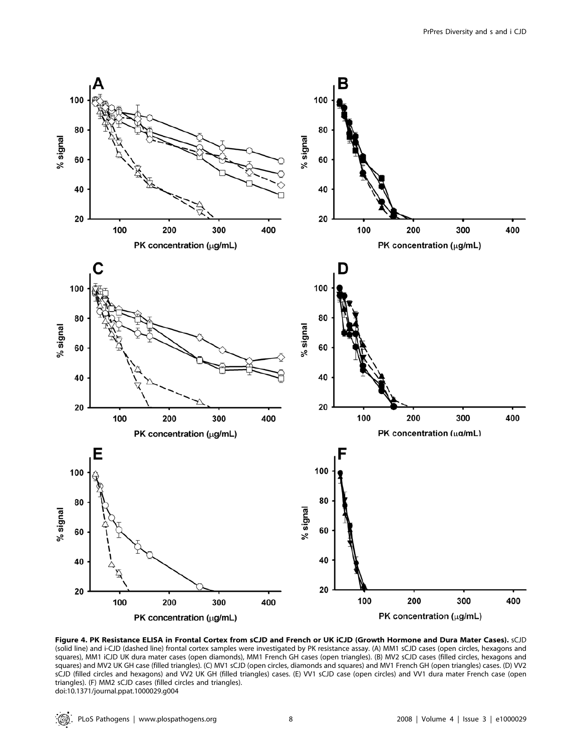**Figure 4. PK Resistance ELISA in Frontal Cortex from sCJD and French or UK iCJD (Growth Hormone and Dura Mater Cases).** sCJD (solid line) and i-CJD (dashed line) frontal cortex samples were investigated by PK resistance assay. (A) MM1 sCJD cases (open circles, hexagons and squares), MM1 iCJD UK dura mater cases (open diamonds), MM1 French GH cases (open triangles). (B) MV2 sCJD cases (filled circles, hexagons and squares) and MV2 UK GH case (filled triangles). (C) MV1 sCJD (open circles, diamonds and squares) and MV1 French GH (open triangles) cases. (D) VV2 sCJD (filled circles and hexagons) and VV2 UK GH (filled triangles) cases. (E) VV1 sCJD case (open circles) and VV1 dura mater French case (open triangles). (F) MM2 sCJD cases (filled circles and triangles).

doi:10.1371/journal.ppat.1000029.g004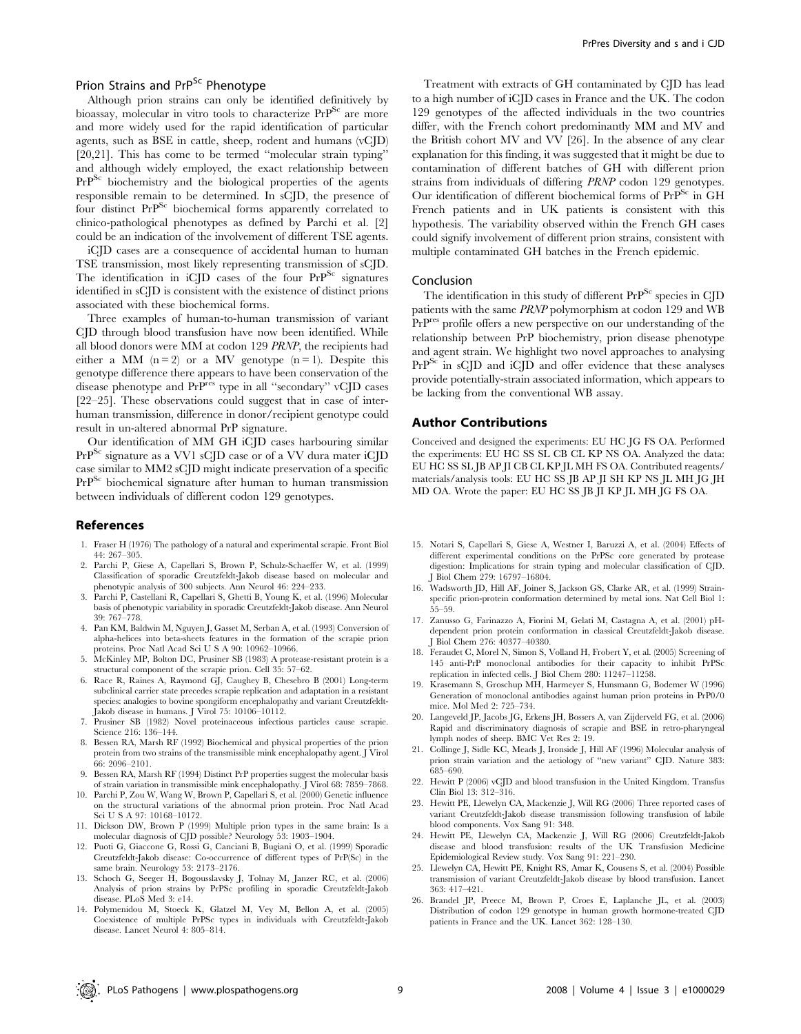## Prion Strains and PrP$^{Sc}$ Phenotype

Although prion strains can only be identified definitively by bioassay, molecular in vitro tools to characterize PrP$^{Sc}$ are more and more widely used for the rapid identification of particular agents, such as BSE in cattle, sheep, rodent and humans (vCJD) [20,21]. This has come to be termed "molecular strain typing" and although widely employed, the exact relationship between PrP$^{Sc}$ biochemistry and the biological properties of the agents responsible remain to be determined. In sCJD, the presence of four distinct PrP$^{Sc}$ biochemical forms apparently correlated to clinico-pathological phenotypes as defined by Parchi et al. [2] could be an indication of the involvement of different TSE agents.

iCJD cases are a consequence of accidental human to human TSE transmission, most likely representing transmission of sCJD. The identification in iCJD cases of the four PrP$^{Sc}$ signatures identified in sCJD is consistent with the existence of distinct prions associated with these biochemical forms.

Three examples of human-to-human transmission of variant CJD through blood transfusion have now been identified. While all blood donors were MM at codon 129 *PRNP*, the recipients had either a MM (n = 2) or a MV genotype (n = 1). Despite this genotype difference there appears to have been conservation of the disease phenotype and PrP$^{res}$ type in all "secondary" vCJD cases [22–25]. These observations could suggest that in case of inter-human transmission, difference in donor/recipient genotype could result in un-altered abnormal PrP signature.

Our identification of MM GH iCJD cases harbouring similar PrP$^{Sc}$ signature as a VV1 sCJD case or of a VV dura mater iCJD case similar to MM2 sCJD might indicate preservation of a specific PrP$^{Sc}$ biochemical signature after human to human transmission between individuals of different codon 129 genotypes.

Treatment with extracts of GH contaminated by CJD has lead to a high number of iCJD cases in France and the UK. The codon 129 genotypes of the affected individuals in the two countries differ, with the French cohort predominantly MM and MV and the British cohort MV and VV [26]. In the absence of any clear explanation for this finding, it was suggested that it might be due to contamination of different batches of GH with different prion strains from individuals of differing *PRNP* codon 129 genotypes. Our identification of different biochemical forms of PrP$^{Sc}$ in GH French patients and in UK patients is consistent with this hypothesis. The variability observed within the French GH cases could signify involvement of different prion strains, consistent with multiple contaminated GH batches in the French epidemic.

## Conclusion

The identification in this study of different PrP$^{Sc}$ species in CJD patients with the same *PRNP* polymorphism at codon 129 and WB PrP$^{res}$ profile offers a new perspective on our understanding of the relationship between PrP biochemistry, prion disease phenotype and agent strain. We highlight two novel approaches to analysing PrP$^{Sc}$ in sCJD and iCJD and offer evidence that these analyses provide potentially-strain associated information, which appears to be lacking from the conventional WB assay.

## Author Contributions

Conceived and designed the experiments: EU HC JG FS OA. Performed the experiments: EU HC SS SL CB CL KP NS OA. Analyzed the data: EU HC SS SL JB AP JI CB CL KP JL MH FS OA. Contributed reagents/materials/analysis tools: EU HC SS JB AP JI SH KP NS JL MH JG JH MD OA. Wrote the paper: EU HC SS JB JI KP JL MH JG FS OA.

## References

1. Fraser H (1976) The pathology of a natural and experimental scrapie. Front Biol 44: 267–305.
2. Parchi P, Giese A, Capellari S, Brown P, Schulz-Schaeffer W, et al. (1999) Classification of sporadic Creutzfeldt-Jakob disease based on molecular and phenotypic analysis of 300 subjects. Ann Neurol 46: 224–233.
3. Parchi P, Castellani R, Capellari S, Ghetti B, Young K, et al. (1996) Molecular basis of phenotypic variability in sporadic Creutzfeldt-Jakob disease. Ann Neurol 39: 767–778.
4. Pan KM, Baldwin M, Nguyen J, Gasset M, Serban A, et al. (1993) Conversion of alpha-helices into beta-sheets features in the formation of the scrapie prion proteins. Proc Natl Acad Sci U S A 90: 10962–10966.
5. McKinley MP, Bolton DC, Prusiner SB (1983) A protease-resistant protein is a structural component of the scrapie prion. Cell 35: 57–62.
6. Race R, Raines A, Raymond GJ, Caughey B, Chesebro B (2001) Long-term subclinical carrier state precedes scrapie replication and adaptation in a resistant species: analogies to bovine spongiform encephalopathy and variant Creutzfeldt-Jakob disease in humans. J Virol 75: 10106–10112.
7. Prusiner SB (1982) Novel proteinaceous infectious particles cause scrapie. Science 216: 136–144.
8. Bessen RA, Marsh RF (1992) Biochemical and physical properties of the prion protein from two strains of the transmissible mink encephalopathy agent. J Virol 66: 2096–2101.
9. Bessen RA, Marsh RF (1994) Distinct PrP properties suggest the molecular basis of strain variation in transmissible mink encephalopathy. J Virol 68: 7859–7868.
10. Parchi P, Zou W, Wang W, Brown P, Capellari S, et al. (2000) Genetic influence on the structural variations of the abnormal prion protein. Proc Natl Acad Sci U S A 97: 10168–10172.
11. Dickson DW, Brown P (1999) Multiple prion types in the same brain: Is a molecular diagnosis of CJD possible? Neurology 53: 1903–1904.
12. Puoti G, Giaccone G, Rossi G, Canciani B, Bugiani O, et al. (1999) Sporadic Creutzfeldt-Jakob disease: Co-occurrence of different types of PrP(Sc) in the same brain. Neurology 53: 2173–2176.
13. Schoch G, Seeger H, Bogousslavsky J, Tolnay M, Janzer RC, et al. (2006) Analysis of prion strains by PrPSc profiling in sporadic Creutzfeldt-Jakob disease. PLoS Med 3: e14.
14. Polymenidou M, Stoeck K, Glatzel M, Vey M, Bellon A, et al. (2005) Coexistence of multiple PrPSc types in individuals with Creutzfeldt-Jakob disease. Lancet Neurol 4: 805–814.
15. Notari S, Capellari S, Giese A, Westner I, Baruzzi A, et al. (2004) Effects of different experimental conditions on the PrPSc core generated by protease digestion: Implications for strain typing and molecular classification of CJD. J Biol Chem 279: 16797–16804.
16. Wadsworth JD, Hill AF, Joiner S, Jackson GS, Clarke AR, et al. (1999) Strain-specific prion-protein conformation determined by metal ions. Nat Cell Biol 1: 55–59.
17. Zanusso G, Farinazzo A, Fiorini M, Gelati M, Castagna A, et al. (2001) pH-dependent prion protein conformation in classical Creutzfeldt-Jakob disease. J Biol Chem 276: 40377–40380.
18. Feraudet C, Morel N, Simon S, Volland H, Frobert Y, et al. (2005) Screening of 145 anti-PrP monoclonal antibodies for their capacity to inhibit PrPSc replication in infected cells. J Biol Chem 280: 11247–11258.
19. Krasemann S, Groschup MH, Harmeyer S, Hunsmann G, Bodemer W (1996) Generation of monoclonal antibodies against human prion proteins in PrP0/0 mice. Mol Med 2: 725–734.
20. Langeveld JP, Jacobs JG, Erkens JH, Bossers A, van Zijderveld FG, et al. (2006) Rapid and discriminatory diagnosis of scrapie and BSE in retro-pharyngeal lymph nodes of sheep. BMC Vet Res 2: 19.
21. Collinge J, Sidle KC, Meads J, Ironside J, Hill AF (1996) Molecular analysis of prion strain variation and the aetiology of "new variant" CJD. Nature 383: 685–690.
22. Hewitt P (2006) vCJD and blood transfusion in the United Kingdom. Transfus Clin Biol 13: 312–316.
23. Hewitt PE, Llewelyn CA, Mackenzie J, Will RG (2006) Three reported cases of variant Creutzfeldt-Jakob disease transmission following transfusion of labile blood components. Vox Sang 91: 348.
24. Hewitt PE, Llewelyn CA, Mackenzie J, Will RG (2006) Creutzfeldt-Jakob disease and blood transfusion: results of the UK Transfusion Medicine Epidemiological Review study. Vox Sang 91: 221–230.
25. Llewelyn CA, Hewitt PE, Knight RS, Amar K, Cousens S, et al. (2004) Possible transmission of variant Creutzfeldt-Jakob disease by blood transfusion. Lancet 363: 417–421.
26. Brandel JP, Preece M, Brown P, Croes E, Laplanche JL, et al. (2003) Distribution of codon 129 genotype in human growth hormone-treated CJD patients in France and the UK. Lancet 362: 128–130.